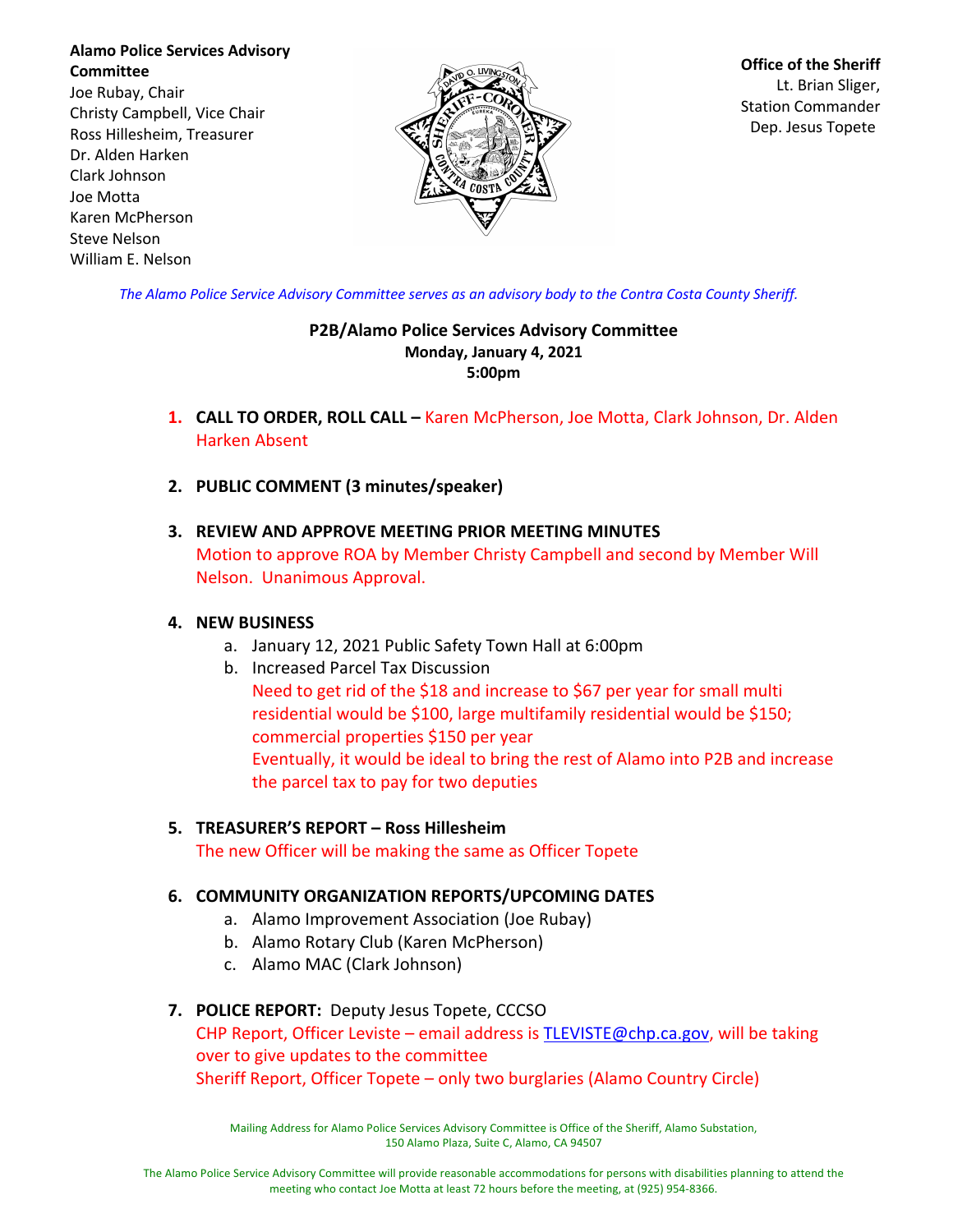**Alamo Police Services Advisory Committee**
Joe Rubay, Chair
Christy Campbell, Vice Chair
Ross Hillesheim, Treasurer
Dr. Alden Harken
Clark Johnson
Joe Motta
Karen McPherson
Steve Nelson
William E. Nelson

**Office of the Sheriff**
Lt. Brian Sliger,
Station Commander
Dep. Jesus Topete

*The Alamo Police Service Advisory Committee serves as an advisory body to the Contra Costa County Sheriff.*

**P2B/Alamo Police Services Advisory Committee**
**Monday, January 4, 2021**
**5:00pm**

1. **CALL TO ORDER, ROLL CALL –** Karen McPherson, Joe Motta, Clark Johnson, Dr. Alden Harken Absent

2. **PUBLIC COMMENT (3 minutes/speaker)**

3. **REVIEW AND APPROVE MEETING PRIOR MEETING MINUTES**
   Motion to approve ROA by Member Christy Campbell and second by Member Will Nelson. Unanimous Approval.

4. **NEW BUSINESS**
   a. January 12, 2021 Public Safety Town Hall at 6:00pm
   b. Increased Parcel Tax Discussion
      Need to get rid of the $18 and increase to $67 per year for small multi residential would be $100, large multifamily residential would be $150; commercial properties $150 per year
      Eventually, it would be ideal to bring the rest of Alamo into P2B and increase the parcel tax to pay for two deputies

5. **TREASURER'S REPORT – Ross Hillesheim**
   The new Officer will be making the same as Officer Topete

6. **COMMUNITY ORGANIZATION REPORTS/UPCOMING DATES**
   a. Alamo Improvement Association (Joe Rubay)
   b. Alamo Rotary Club (Karen McPherson)
   c. Alamo MAC (Clark Johnson)

7. **POLICE REPORT:** Deputy Jesus Topete, CCCSO
   CHP Report, Officer Leviste – email address is TLEVISTE@chp.ca.gov, will be taking over to give updates to the committee
   Sheriff Report, Officer Topete – only two burglaries (Alamo Country Circle)

Mailing Address for Alamo Police Services Advisory Committee is Office of the Sheriff, Alamo Substation, 150 Alamo Plaza, Suite C, Alamo, CA 94507

The Alamo Police Service Advisory Committee will provide reasonable accommodations for persons with disabilities planning to attend the meeting who contact Joe Motta at least 72 hours before the meeting, at (925) 954-8366.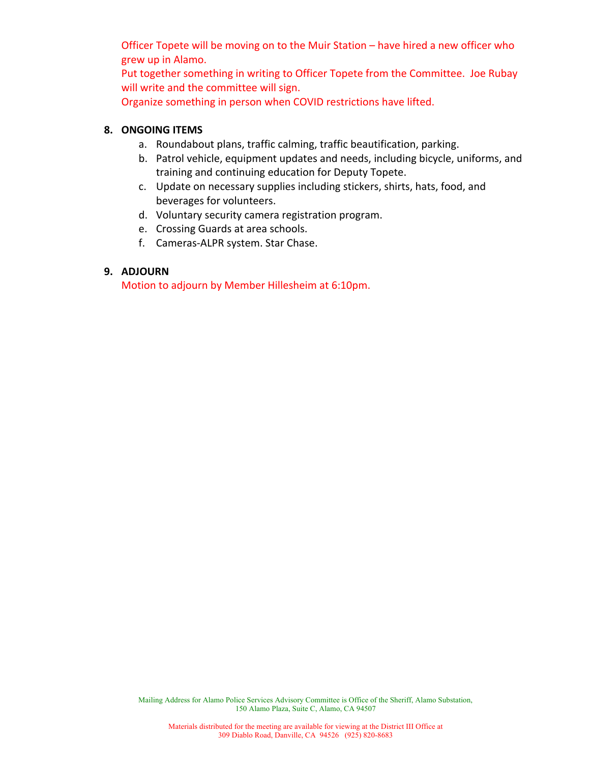Officer Topete will be moving on to the Muir Station – have hired a new officer who grew up in Alamo.
Put together something in writing to Officer Topete from the Committee. Joe Rubay will write and the committee will sign.
Organize something in person when COVID restrictions have lifted.

**8. ONGOING ITEMS**

a. Roundabout plans, traffic calming, traffic beautification, parking.
b. Patrol vehicle, equipment updates and needs, including bicycle, uniforms, and training and continuing education for Deputy Topete.
c. Update on necessary supplies including stickers, shirts, hats, food, and beverages for volunteers.
d. Voluntary security camera registration program.
e. Crossing Guards at area schools.
f. Cameras-ALPR system. Star Chase.

**9. ADJOURN**

Motion to adjourn by Member Hillesheim at 6:10pm.

Mailing Address for Alamo Police Services Advisory Committee is Office of the Sheriff, Alamo Substation, 150 Alamo Plaza, Suite C, Alamo, CA 94507

Materials distributed for the meeting are available for viewing at the District III Office at 309 Diablo Road, Danville, CA 94526 (925) 820-8683